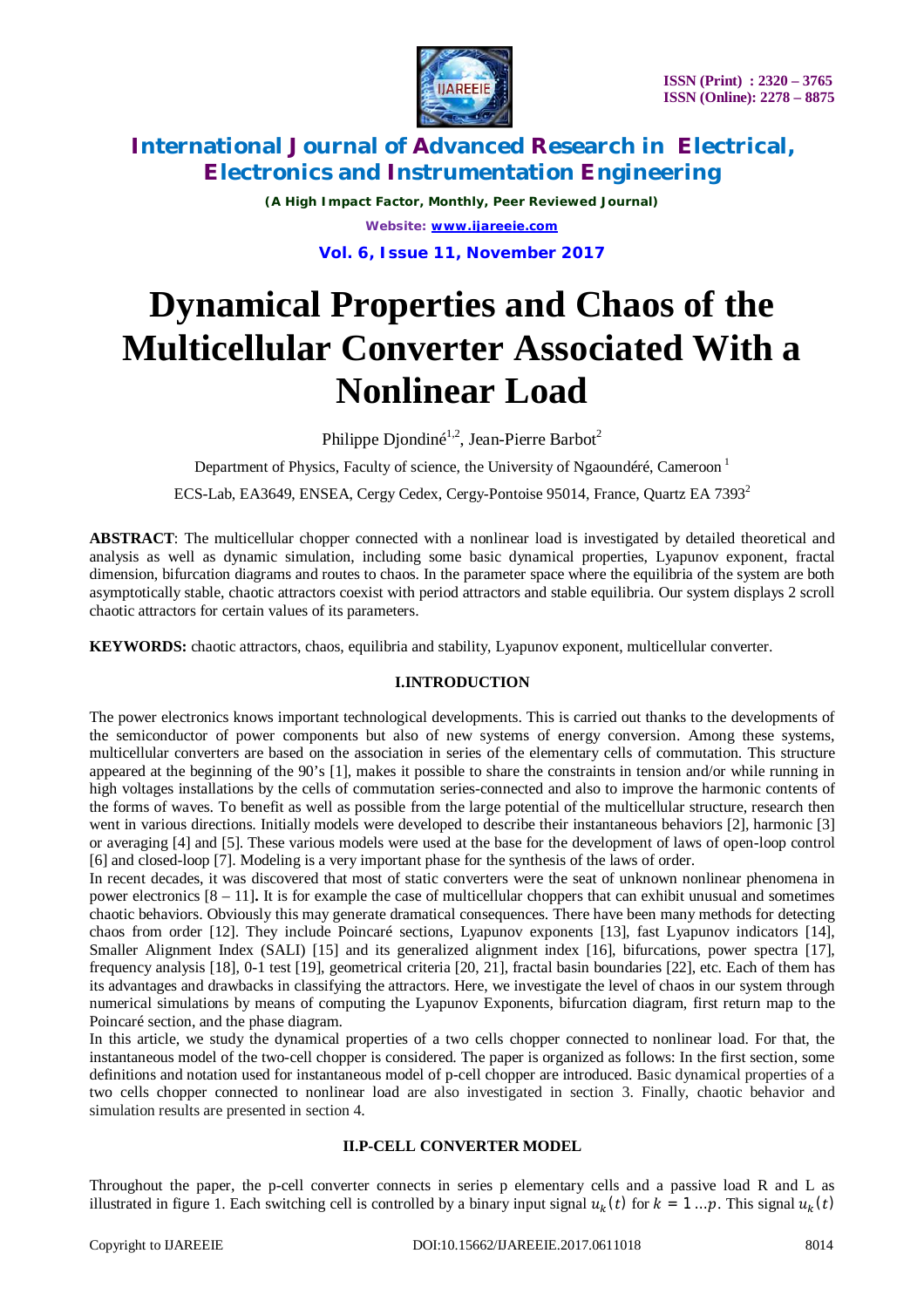# Dynamical Properties and Chaos of the Multicellular Converter Associated With a Nonlinear Load

Philippe Djondiné[1,2], Jean-Pierre Barbot[2]

Department of Physics, Faculty of science, the University of Ngaoundéré, Cameroon [1]

ECS-Lab, EA3649, ENSEA, Cergy Cedex, Cergy-Pontoise 95014, France, Quartz EA 7393[2]

**ABSTRACT**: The multicellular chopper connected with a nonlinear load is investigated by detailed theoretical and analysis as well as dynamic simulation, including some basic dynamical properties, Lyapunov exponent, fractal dimension, bifurcation diagrams and routes to chaos. In the parameter space where the equilibria of the system are both asymptotically stable, chaotic attractors coexist with period attractors and stable equilibria. Our system displays 2 scroll chaotic attractors for certain values of its parameters.

**KEYWORDS:** chaotic attractors, chaos, equilibria and stability, Lyapunov exponent, multicellular converter.

## I.INTRODUCTION

The power electronics knows important technological developments. This is carried out thanks to the developments of the semiconductor of power components but also of new systems of energy conversion. Among these systems, multicellular converters are based on the association in series of the elementary cells of commutation. This structure appeared at the beginning of the 90's [1], makes it possible to share the constraints in tension and/or while running in high voltages installations by the cells of commutation series-connected and also to improve the harmonic contents of the forms of waves. To benefit as well as possible from the large potential of the multicellular structure, research then went in various directions. Initially models were developed to describe their instantaneous behaviors [2], harmonic [3] or averaging [4] and [5]. These various models were used at the base for the development of laws of open-loop control [6] and closed-loop [7]. Modeling is a very important phase for the synthesis of the laws of order.

In recent decades, it was discovered that most of static converters were the seat of unknown nonlinear phenomena in power electronics [8 – 11]**.** It is for example the case of multicellular choppers that can exhibit unusual and sometimes chaotic behaviors. Obviously this may generate dramatical consequences. There have been many methods for detecting chaos from order [12]. They include Poincaré sections, Lyapunov exponents [13], fast Lyapunov indicators [14], Smaller Alignment Index (SALI) [15] and its generalized alignment index [16], bifurcations, power spectra [17], frequency analysis [18], 0-1 test [19], geometrical criteria [20, 21], fractal basin boundaries [22], etc. Each of them has its advantages and drawbacks in classifying the attractors. Here, we investigate the level of chaos in our system through numerical simulations by means of computing the Lyapunov Exponents, bifurcation diagram, first return map to the Poincaré section, and the phase diagram.

In this article, we study the dynamical properties of a two cells chopper connected to nonlinear load. For that, the instantaneous model of the two-cell chopper is considered. The paper is organized as follows: In the first section, some definitions and notation used for instantaneous model of p-cell chopper are introduced. Basic dynamical properties of a two cells chopper connected to nonlinear load are also investigated in section 3. Finally, chaotic behavior and simulation results are presented in section 4.

## II.P-CELL CONVERTER MODEL

Throughout the paper, the p-cell converter connects in series p elementary cells and a passive load R and L as illustrated in figure 1. Each switching cell is controlled by a binary input signal $u_k(t)$ for $k = 1 \ldots p$. This signal $u_k(t)$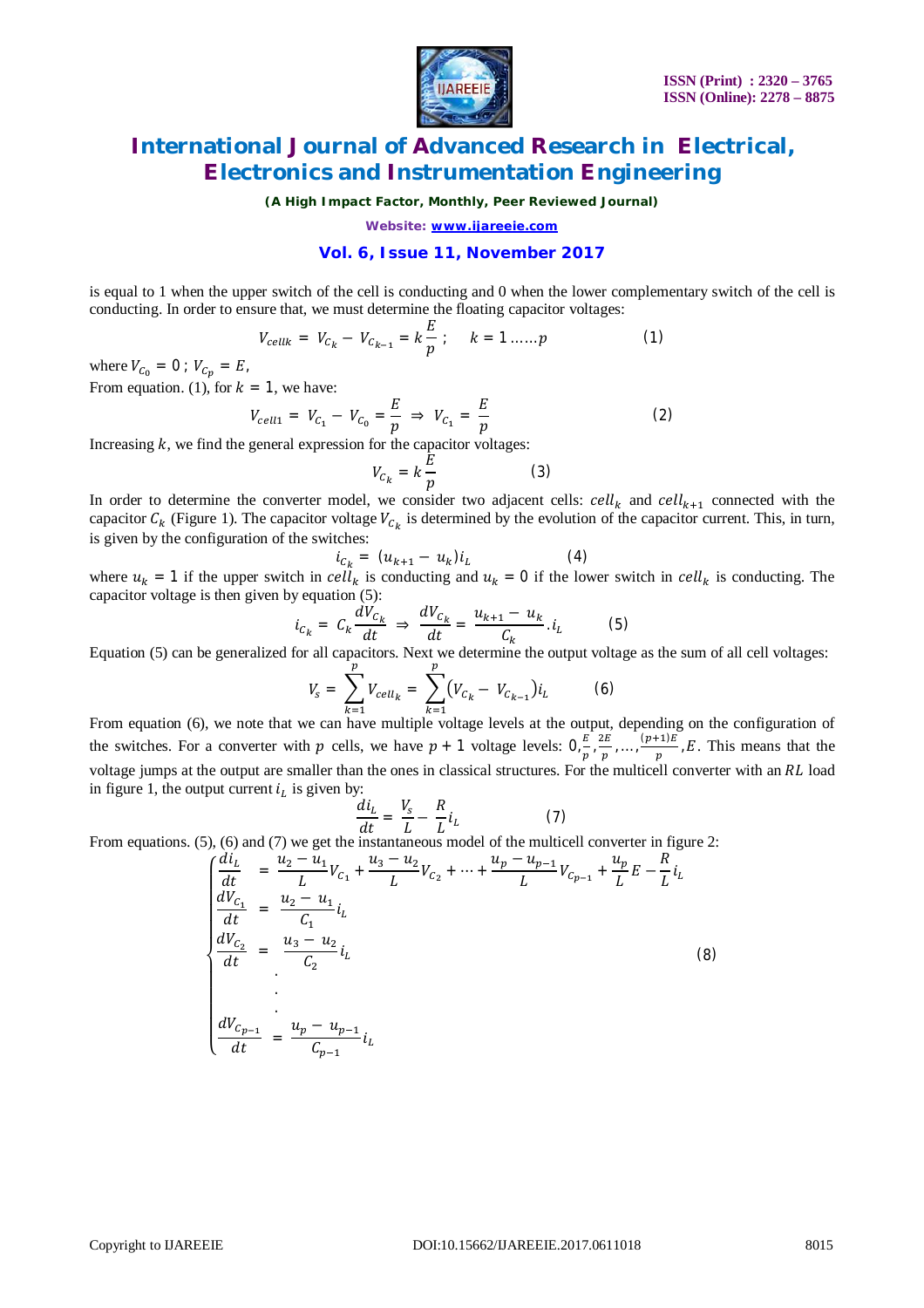is equal to 1 when the upper switch of the cell is conducting and 0 when the lower complementary switch of the cell is conducting. In order to ensure that, we must determine the floating capacitor voltages:

$$V_{cellk} = V_{C_k} - V_{C_{k-1}} = k\frac{E}{p}\ ; \quad k = 1 \ldots\ldots p \qquad (1)$$

where $V_{C_0} = 0\ ;\ V_{C_p} = E$,

From equation. (1), for $k = 1$, we have:

$$V_{cell1} = V_{C_1} - V_{C_0} = \frac{E}{p} \Rightarrow V_{C_1} = \frac{E}{p} \qquad (2)$$

Increasing $k$, we find the general expression for the capacitor voltages:

$$V_{C_k} = k\frac{E}{p} \qquad (3)$$

In order to determine the converter model, we consider two adjacent cells: $cell_k$ and $cell_{k+1}$ connected with the capacitor $C_k$ (Figure 1). The capacitor voltage $V_{C_k}$ is determined by the evolution of the capacitor current. This, in turn, is given by the configuration of the switches:

$$i_{C_k} = (u_{k+1} - u_k)i_L \qquad (4)$$

where $u_k = 1$ if the upper switch in $cell_k$ is conducting and $u_k = 0$ if the lower switch in $cell_k$ is conducting. The capacitor voltage is then given by equation (5):

$$i_{C_k} = C_k\frac{dV_{C_k}}{dt} \Rightarrow \frac{dV_{C_k}}{dt} = \frac{u_{k+1} - u_k}{C_k}.i_L \qquad (5)$$

Equation (5) can be generalized for all capacitors. Next we determine the output voltage as the sum of all cell voltages:

$$V_s = \sum_{k=1}^{p} V_{cell_k} = \sum_{k=1}^{p} (V_{C_k} - V_{C_{k-1}})i_L \qquad (6)$$

From equation (6), we note that we can have multiple voltage levels at the output, depending on the configuration of the switches. For a converter with $p$ cells, we have $p + 1$ voltage levels: $0, \frac{E}{p}, \frac{2E}{p}, \ldots, \frac{(p+1)E}{p}, E$. This means that the voltage jumps at the output are smaller than the ones in classical structures. For the multicell converter with an $RL$ load in figure 1, the output current $i_L$ is given by:

$$\frac{di_L}{dt} = \frac{V_s}{L} - \frac{R}{L}i_L \qquad (7)$$

From equations. (5), (6) and (7) we get the instantaneous model of the multicell converter in figure 2:

$$\begin{cases} \dfrac{di_L}{dt} &= \dfrac{u_2 - u_1}{L}V_{C_1} + \dfrac{u_3 - u_2}{L}V_{C_2} + \cdots + \dfrac{u_p - u_{p-1}}{L}V_{C_{p-1}} + \dfrac{u_p}{L}E - \dfrac{R}{L}i_L \\ \dfrac{dV_{C_1}}{dt} &= \dfrac{u_2 - u_1}{C_1}i_L \\ \dfrac{dV_{C_2}}{dt} &= \dfrac{u_3 - u_2}{C_2}i_L \\ & \vdots \\ \dfrac{dV_{C_{p-1}}}{dt} &= \dfrac{u_p - u_{p-1}}{C_{p-1}}i_L \end{cases} \qquad (8)$$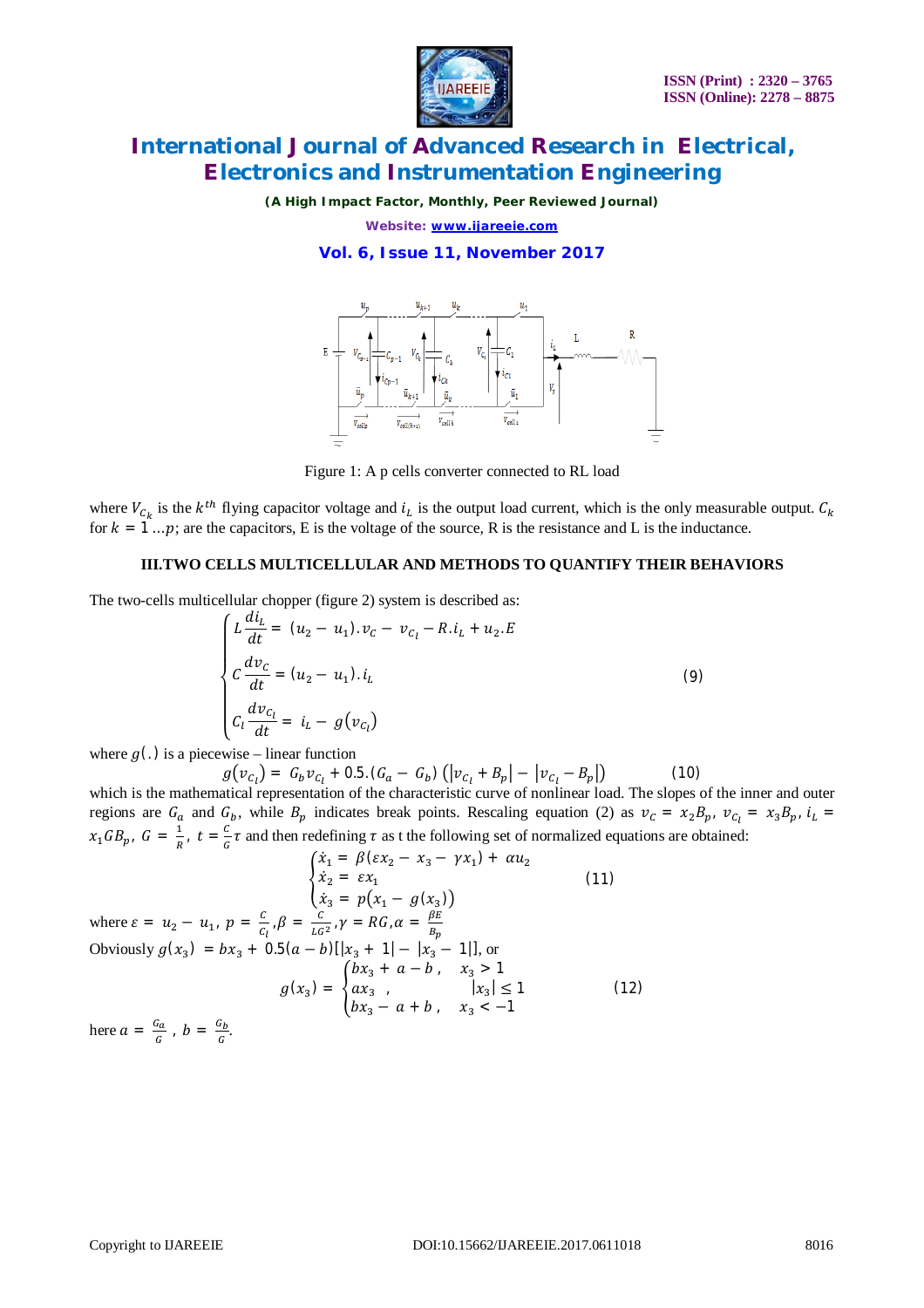Figure 1: A p cells converter connected to RL load

where $V_{C_k}$ is the $k^{th}$ flying capacitor voltage and $i_L$ is the output load current, which is the only measurable output. $C_k$ for $k = 1 \ldots p$; are the capacitors, E is the voltage of the source, R is the resistance and L is the inductance.

### III.TWO CELLS MULTICELLULAR AND METHODS TO QUANTIFY THEIR BEHAVIORS

The two-cells multicellular chopper (figure 2) system is described as:

$$\begin{cases} L\dfrac{di_L}{dt} = (u_2 - u_1).v_C - v_{C_l} - R.i_L + u_2.E \\ C\dfrac{dv_C}{dt} = (u_2 - u_1).i_L \\ C_l\dfrac{dv_{C_l}}{dt} = i_L - g(v_{C_l}) \end{cases} \quad (9)$$

where $g(.)$ is a piecewise – linear function

$$g(v_{C_l}) = G_b v_{C_l} + 0.5.(G_a - G_b)\left(|v_{C_l} + B_p| - |v_{C_l} - B_p|\right) \quad (10)$$

which is the mathematical representation of the characteristic curve of nonlinear load. The slopes of the inner and outer regions are $G_a$ and $G_b$, while $B_p$ indicates break points. Rescaling equation (2) as $v_C = x_2 B_p$, $v_{C_l} = x_3 B_p$, $i_L = x_1 G B_p$, $G = \frac{1}{R}$, $t = \frac{C}{G}\tau$ and then redefining $\tau$ as t the following set of normalized equations are obtained:

$$\begin{cases} \dot{x}_1 = \beta(\varepsilon x_2 - x_3 - \gamma x_1) + \alpha u_2 \\ \dot{x}_2 = \varepsilon x_1 \\ \dot{x}_3 = p\left(x_1 - g(x_3)\right) \end{cases} \quad (11)$$

where $\varepsilon = u_2 - u_1$, $p = \frac{C}{C_l}$, $\beta = \frac{C}{LG^2}$, $\gamma = RG$, $\alpha = \frac{\beta E}{B_p}$

Obviously $g(x_3) = bx_3 + 0.5(a - b)[|x_3 + 1| - |x_3 - 1|]$, or

$$g(x_3) = \begin{cases} bx_3 + a - b, & x_3 > 1 \\ ax_3, & |x_3| \leq 1 \\ bx_3 - a + b, & x_3 < -1 \end{cases} \quad (12)$$

here $a = \frac{G_a}{G}$, $b = \frac{G_b}{G}$.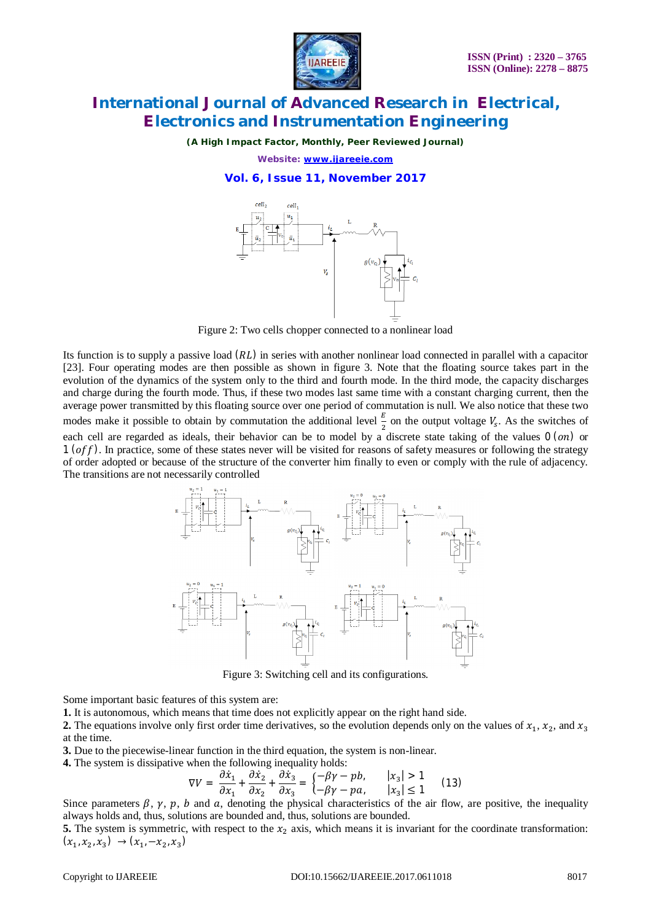Figure 2: Two cells chopper connected to a nonlinear load

Its function is to supply a passive load $(RL)$ in series with another nonlinear load connected in parallel with a capacitor [23]. Four operating modes are then possible as shown in figure 3. Note that the floating source takes part in the evolution of the dynamics of the system only to the third and fourth mode. In the third mode, the capacity discharges and charge during the fourth mode. Thus, if these two modes last same time with a constant charging current, then the average power transmitted by this floating source over one period of commutation is null. We also notice that these two modes make it possible to obtain by commutation the additional level $\frac{E}{2}$ on the output voltage $V_s$. As the switches of each cell are regarded as ideals, their behavior can be to model by a discrete state taking of the values $0\,(on)$ or $1\,(off)$. In practice, some of these states never will be visited for reasons of safety measures or following the strategy of order adopted or because of the structure of the converter him finally to even or comply with the rule of adjacency. The transitions are not necessarily controlled

Figure 3: Switching cell and its configurations.

Some important basic features of this system are:

**1.** It is autonomous, which means that time does not explicitly appear on the right hand side.

**2.** The equations involve only first order time derivatives, so the evolution depends only on the values of $x_1$, $x_2$, and $x_3$ at the time.

**3.** Due to the piecewise-linear function in the third equation, the system is non-linear.

**4.** The system is dissipative when the following inequality holds:

$$\nabla V = \frac{\partial \dot{x}_1}{\partial x_1} + \frac{\partial \dot{x}_2}{\partial x_2} + \frac{\partial \dot{x}_3}{\partial x_3} = \begin{cases} -\beta\gamma - pb, & |x_3| > 1 \\ -\beta\gamma - pa, & |x_3| \leq 1 \end{cases} \quad (13)$$

Since parameters $\beta$, $\gamma$, $p$, $b$ and $a$, denoting the physical characteristics of the air flow, are positive, the inequality always holds and, thus, solutions are bounded and, thus, solutions are bounded.

**5.** The system is symmetric, with respect to the $x_2$ axis, which means it is invariant for the coordinate transformation: $(x_1, x_2, x_3) \rightarrow (x_1, -x_2, x_3)$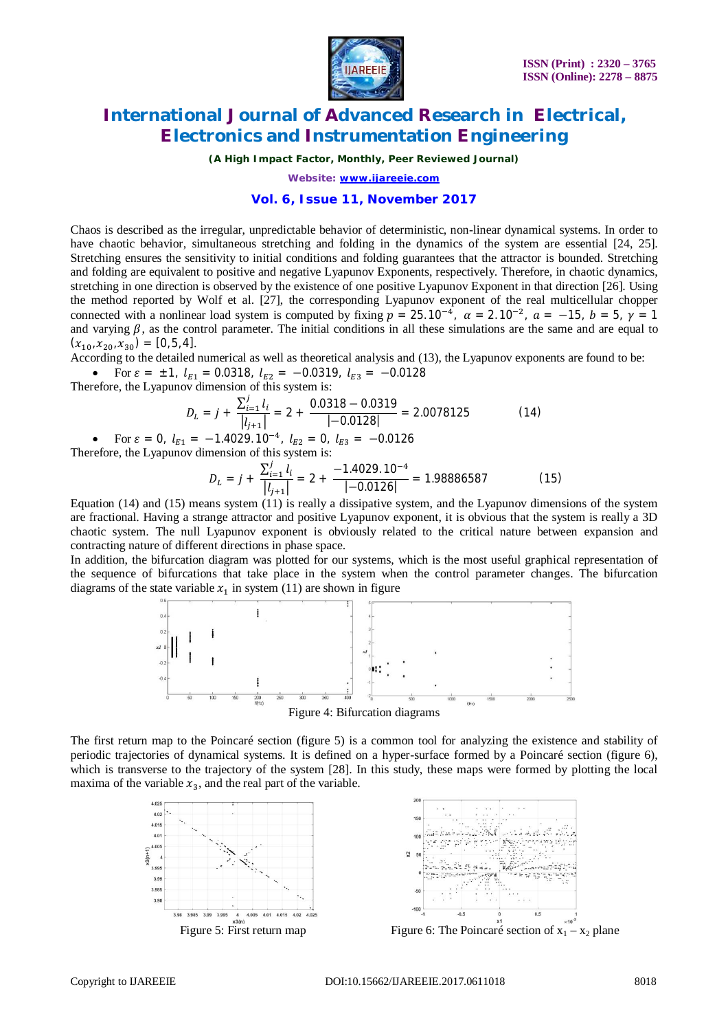Chaos is described as the irregular, unpredictable behavior of deterministic, non-linear dynamical systems. In order to have chaotic behavior, simultaneous stretching and folding in the dynamics of the system are essential [24, 25]. Stretching ensures the sensitivity to initial conditions and folding guarantees that the attractor is bounded. Stretching and folding are equivalent to positive and negative Lyapunov Exponents, respectively. Therefore, in chaotic dynamics, stretching in one direction is observed by the existence of one positive Lyapunov Exponent in that direction [26]. Using the method reported by Wolf et al. [27], the corresponding Lyapunov exponent of the real multicellular chopper connected with a nonlinear load system is computed by fixing $p = 25.10^{-4}$, $\alpha = 2.10^{-2}$, $a = -15$, $b = 5$, $\gamma = 1$ and varying $\beta$, as the control parameter. The initial conditions in all these simulations are the same and are equal to $(x_{10}, x_{20}, x_{30}) = [0,5,4]$.

According to the detailed numerical as well as theoretical analysis and (13), the Lyapunov exponents are found to be:

- For $\varepsilon = \pm 1$, $l_{E1} = 0.0318$, $l_{E2} = -0.0319$, $l_{E3} = -0.0128$

Therefore, the Lyapunov dimension of this system is:

$$D_L = j + \frac{\sum_{i=1}^{j} l_i}{|l_{j+1}|} = 2 + \frac{0.0318 - 0.0319}{|-0.0128|} = 2.0078125 \qquad (14)$$

- For $\varepsilon = 0$, $l_{E1} = -1.4029.10^{-4}$, $l_{E2} = 0$, $l_{E3} = -0.0126$

Therefore, the Lyapunov dimension of this system is:

$$D_L = j + \frac{\sum_{i=1}^{j} l_i}{|l_{j+1}|} = 2 + \frac{-1.4029.10^{-4}}{|-0.0126|} = 1.98886587 \qquad (15)$$

Equation (14) and (15) means system (11) is really a dissipative system, and the Lyapunov dimensions of the system are fractional. Having a strange attractor and positive Lyapunov exponent, it is obvious that the system is really a 3D chaotic system. The null Lyapunov exponent is obviously related to the critical nature between expansion and contracting nature of different directions in phase space.

In addition, the bifurcation diagram was plotted for our systems, which is the most useful graphical representation of the sequence of bifurcations that take place in the system when the control parameter changes. The bifurcation diagrams of the state variable $x_1$ in system (11) are shown in figure

Figure 4: Bifurcation diagrams

The first return map to the Poincaré section (figure 5) is a common tool for analyzing the existence and stability of periodic trajectories of dynamical systems. It is defined on a hyper-surface formed by a Poincaré section (figure 6), which is transverse to the trajectory of the system [28]. In this study, these maps were formed by plotting the local maxima of the variable $x_3$, and the real part of the variable.

Figure 5: First return map

Figure 6: The Poincaré section of $x_1 - x_2$ plane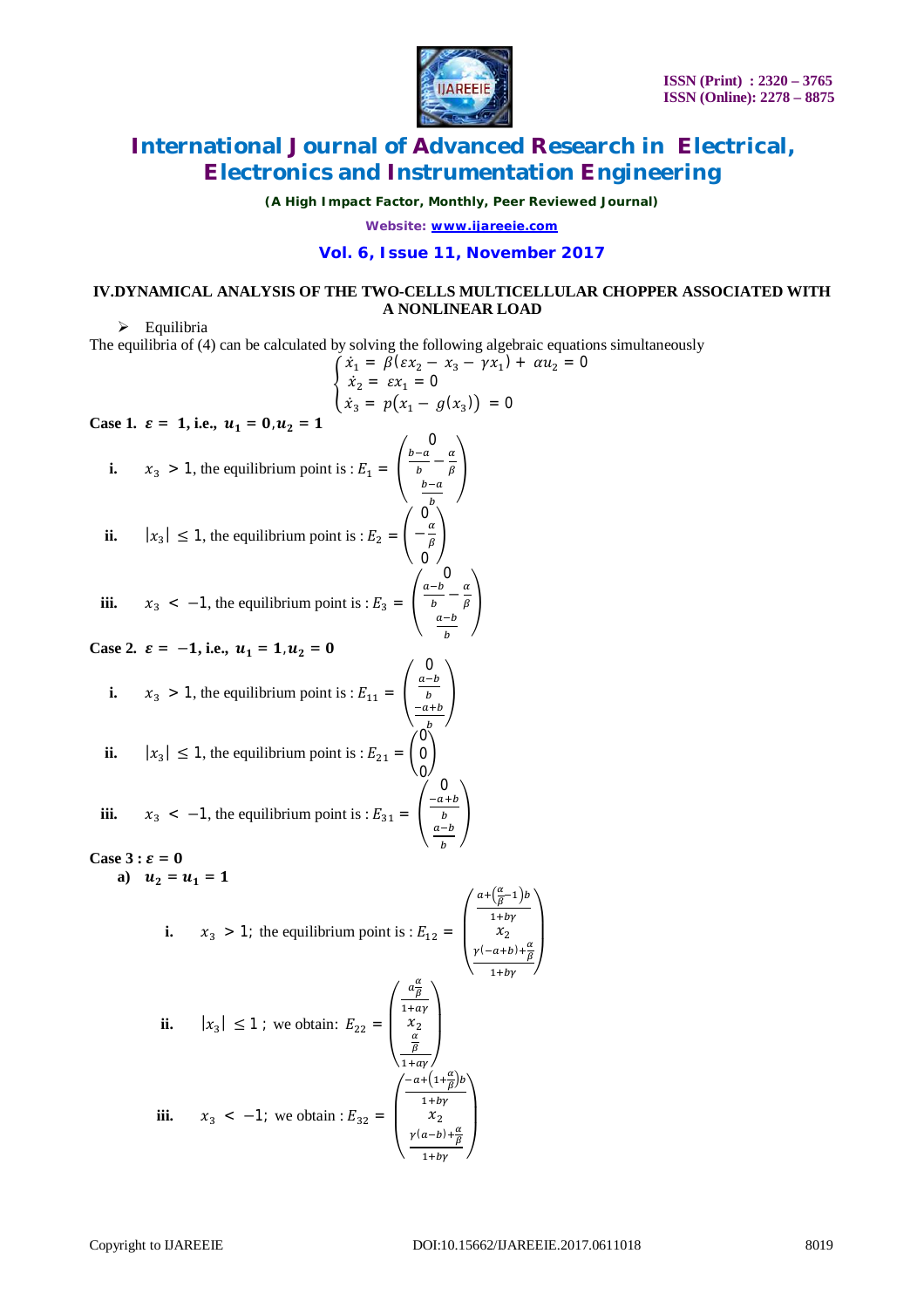## IV.DYNAMICAL ANALYSIS OF THE TWO-CELLS MULTICELLULAR CHOPPER ASSOCIATED WITH A NONLINEAR LOAD

- Equilibria

The equilibria of (4) can be calculated by solving the following algebraic equations simultaneously

$$\begin{cases} \dot{x}_1 = \beta(\varepsilon x_2 - x_3 - \gamma x_1) + \alpha u_2 = 0 \\ \dot{x}_2 = \varepsilon x_1 = 0 \\ \dot{x}_3 = p\left(x_1 - g(x_3)\right) = 0 \end{cases}$$

**Case 1.** $\boldsymbol{\varepsilon = 1}$**, i.e.,** $\boldsymbol{u_1 = 0, u_2 = 1}$

**i.** $x_3 > 1$, the equilibrium point is : $E_1 = \begin{pmatrix} 0 \\ \frac{b-a}{b} - \frac{\alpha}{\beta} \\ \frac{b-a}{b} \end{pmatrix}$

**ii.** $|x_3| \leq 1$, the equilibrium point is : $E_2 = \begin{pmatrix} 0 \\ -\frac{\alpha}{\beta} \\ 0 \end{pmatrix}$

**iii.** $x_3 < -1$, the equilibrium point is : $E_3 = \begin{pmatrix} 0 \\ \frac{a-b}{b} - \frac{\alpha}{\beta} \\ \frac{a-b}{b} \end{pmatrix}$

**Case 2.** $\boldsymbol{\varepsilon = -1}$**, i.e.,** $\boldsymbol{u_1 = 1, u_2 = 0}$

**i.** $x_3 > 1$, the equilibrium point is : $E_{11} = \begin{pmatrix} 0 \\ \frac{a-b}{b} \\ \frac{-a+b}{b} \end{pmatrix}$

**ii.** $|x_3| \leq 1$, the equilibrium point is : $E_{21} = \begin{pmatrix} 0 \\ 0 \\ 0 \end{pmatrix}$

**iii.** $x_3 < -1$, the equilibrium point is : $E_{31} = \begin{pmatrix} 0 \\ \frac{-a+b}{b} \\ \frac{a-b}{b} \end{pmatrix}$

**Case 3 :** $\boldsymbol{\varepsilon = 0}$

**a)** $\boldsymbol{u_2 = u_1 = 1}$

**i.** $x_3 > 1$; the equilibrium point is : $E_{12} = \begin{pmatrix} \frac{a + \left(\frac{\alpha}{\beta} - 1\right)b}{1 + b\gamma} \\ x_2 \\ \frac{\gamma(-a+b) + \frac{\alpha}{\beta}}{1 + b\gamma} \end{pmatrix}$

**ii.** $|x_3| \leq 1$ ; we obtain: $E_{22} = \begin{pmatrix} \frac{a\frac{\alpha}{\beta}}{1 + a\gamma} \\ x_2 \\ \frac{\frac{\alpha}{\beta}}{1 + a\gamma} \end{pmatrix}$

**iii.** $x_3 < -1$; we obtain : $E_{32} = \begin{pmatrix} \frac{-a + \left(1 + \frac{\alpha}{\beta}\right)b}{1 + b\gamma} \\ x_2 \\ \frac{\gamma(a-b) + \frac{\alpha}{\beta}}{1 + b\gamma} \end{pmatrix}$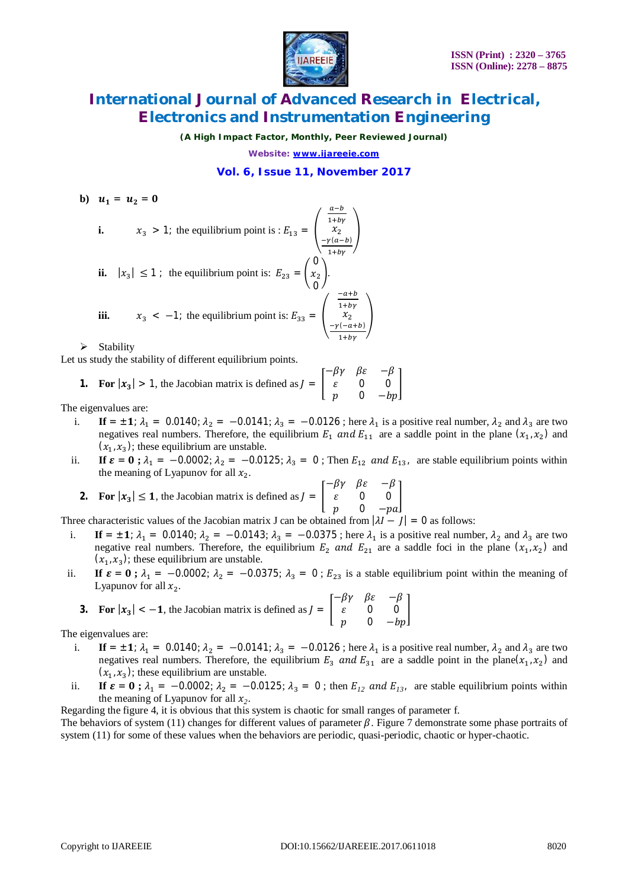**b)** $u_1 = u_2 = 0$

**i.** $x_3 > 1$; the equilibrium point is : $E_{13} = \begin{pmatrix} \frac{a-b}{1+b\gamma} \\ x_2 \\ \frac{-\gamma(a-b)}{1+b\gamma} \end{pmatrix}$

**ii.** $|x_3| \leq 1$ ; the equilibrium point is: $E_{23} = \begin{pmatrix} 0 \\ x_2 \\ 0 \end{pmatrix}$.

**iii.** $x_3 < -1$; the equilibrium point is: $E_{33} = \begin{pmatrix} \frac{-a+b}{1+b\gamma} \\ x_2 \\ \frac{-\gamma(-a+b)}{1+b\gamma} \end{pmatrix}$

➢ Stability

Let us study the stability of different equilibrium points.

**1. For** $|x_3| > 1$, the Jacobian matrix is defined as $J = \begin{bmatrix} -\beta\gamma & \beta\varepsilon & -\beta \\ \varepsilon & 0 & 0 \\ p & 0 & -bp \end{bmatrix}$

The eigenvalues are:

i. **If** $= \pm 1$; $\lambda_1 = 0.0140$; $\lambda_2 = -0.0141$; $\lambda_3 = -0.0126$ ; here $\lambda_1$ is a positive real number, $\lambda_2$ and $\lambda_3$ are two negatives real numbers. Therefore, the equilibrium $E_1$ *and* $E_{11}$ are a saddle point in the plane $(x_1, x_2)$ and $(x_1, x_3)$; these equilibrium are unstable.

ii. **If** $\varepsilon = 0$ **;** $\lambda_1 = -0.0002$; $\lambda_2 = -0.0125$; $\lambda_3 = 0$ ; Then $E_{12}$ *and* $E_{13}$, are stable equilibrium points within the meaning of Lyapunov for all $x_2$.

**2. For** $|x_3| \leq 1$, the Jacobian matrix is defined as $J = \begin{bmatrix} -\beta\gamma & \beta\varepsilon & -\beta \\ \varepsilon & 0 & 0 \\ p & 0 & -pa \end{bmatrix}$

Three characteristic values of the Jacobian matrix J can be obtained from $|\lambda I - J| = 0$ as follows:

i. **If** $= \pm 1$; $\lambda_1 = 0.0140$; $\lambda_2 = -0.0143$; $\lambda_3 = -0.0375$ ; here $\lambda_1$ is a positive real number, $\lambda_2$ and $\lambda_3$ are two negative real numbers. Therefore, the equilibrium $E_2$ *and* $E_{21}$ are a saddle foci in the plane $(x_1, x_2)$ and $(x_1, x_3)$; these equilibrium are unstable.

ii. **If** $\varepsilon = 0$ **;** $\lambda_1 = -0.0002$; $\lambda_2 = -0.0375$; $\lambda_3 = 0$ ; $E_{23}$ is a stable equilibrium point within the meaning of Lyapunov for all $x_2$.

**3. For** $|x_3| < -1$, the Jacobian matrix is defined as $J = \begin{bmatrix} -\beta\gamma & \beta\varepsilon & -\beta \\ \varepsilon & 0 & 0 \\ p & 0 & -bp \end{bmatrix}$

The eigenvalues are:

i. **If** $= \pm 1$; $\lambda_1 = 0.0140$; $\lambda_2 = -0.0141$; $\lambda_3 = -0.0126$ ; here $\lambda_1$ is a positive real number, $\lambda_2$ and $\lambda_3$ are two negatives real numbers. Therefore, the equilibrium $E_3$ *and* $E_{31}$ are a saddle point in the plane $(x_1, x_2)$ and $(x_1, x_3)$; these equilibrium are unstable.

ii. **If** $\varepsilon = 0$ **;** $\lambda_1 = -0.0002$; $\lambda_2 = -0.0125$; $\lambda_3 = 0$ ; then $E_{12}$ *and* $E_{13}$, are stable equilibrium points within the meaning of Lyapunov for all $x_2$.

Regarding the figure 4, it is obvious that this system is chaotic for small ranges of parameter f.

The behaviors of system (11) changes for different values of parameter $\beta$. Figure 7 demonstrate some phase portraits of system (11) for some of these values when the behaviors are periodic, quasi-periodic, chaotic or hyper-chaotic.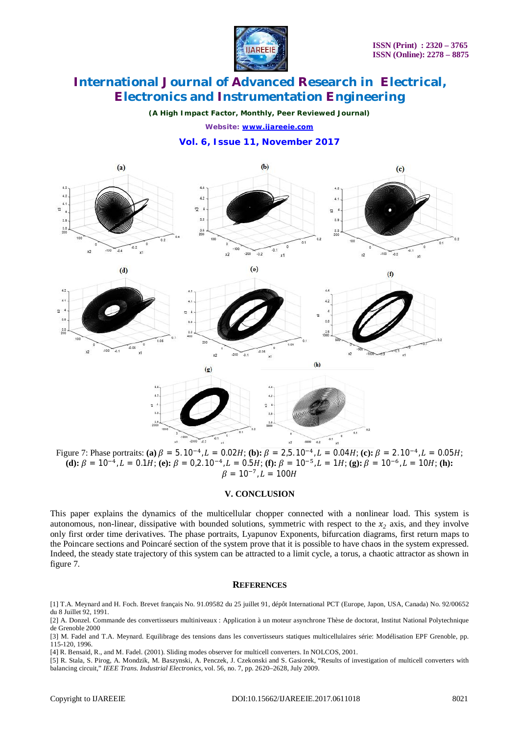Figure 7: Phase portraits: **(a)** $\beta = 5.10^{-4}, L = 0.02H$; **(b):** $\beta = 2{,}5.10^{-4}, L = 0.04H$; **(c):** $\beta = 2.10^{-4}, L = 0.05H$; **(d):** $\beta = 10^{-4}, L = 0.1H$; **(e):** $\beta = 0{,}2.10^{-4}, L = 0.5H$; **(f):** $\beta = 10^{-5}, L = 1H$; **(g):** $\beta = 10^{-6}, L = 10H$; **(h):** $\beta = 10^{-7}, L = 100H$

## V. CONCLUSION

This paper explains the dynamics of the multicellular chopper connected with a nonlinear load. This system is autonomous, non-linear, dissipative with bounded solutions, symmetric with respect to the $x_2$ axis, and they involve only first order time derivatives. The phase portraits, Lyapunov Exponents, bifurcation diagrams, first return maps to the Poincare sections and Poincaré section of the system prove that it is possible to have chaos in the system expressed. Indeed, the steady state trajectory of this system can be attracted to a limit cycle, a torus, a chaotic attractor as shown in figure 7.

## REFERENCES

[1] T.A. Meynard and H. Foch. Brevet français No. 91.09582 du 25 juillet 91, dépôt International PCT (Europe, Japon, USA, Canada) No. 92/00652 du 8 Juillet 92, 1991.

[2] A. Donzel. Commande des convertisseurs multiniveaux : Application à un moteur asynchrone Thèse de doctorat, Institut National Polytechnique de Grenoble 2000

[3] M. Fadel and T.A. Meynard. Equilibrage des tensions dans les convertisseurs statiques multicellulaires série: Modélisation EPF Grenoble, pp. 115-120, 1996.

[4] R. Bensaid, R., and M. Fadel. (2001). Sliding modes observer for multicell converters. In NOLCOS, 2001.

[5] R. Stala, S. Pirog, A. Mondzik, M. Baszynski, A. Penczek, J. Czekonski and S. Gasiorek, "Results of investigation of multicell converters with balancing circuit," *IEEE Trans. Industrial Electronics*, vol. 56, no. 7, pp. 2620–2628, July 2009.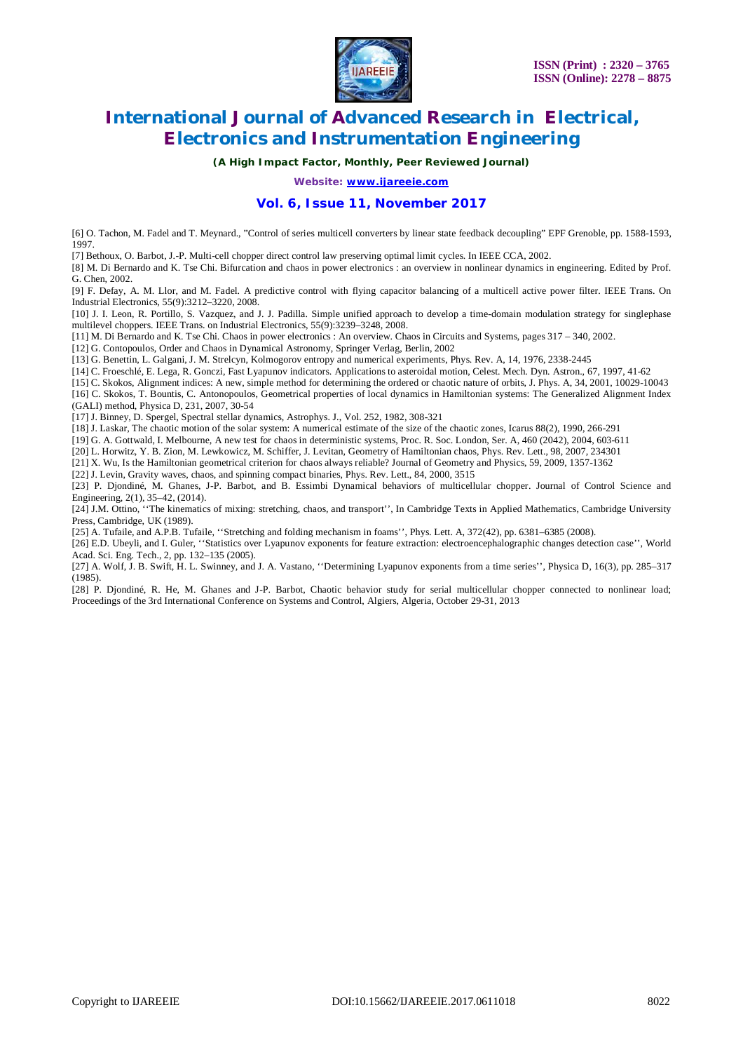[6] O. Tachon, M. Fadel and T. Meynard., "Control of series multicell converters by linear state feedback decoupling" EPF Grenoble, pp. 1588-1593, 1997.

[7] Bethoux, O. Barbot, J.-P. Multi-cell chopper direct control law preserving optimal limit cycles. In IEEE CCA, 2002.

[8] M. Di Bernardo and K. Tse Chi. Bifurcation and chaos in power electronics : an overview in nonlinear dynamics in engineering. Edited by Prof. G. Chen, 2002.

[9] F. Defay, A. M. Llor, and M. Fadel. A predictive control with flying capacitor balancing of a multicell active power filter. IEEE Trans. On Industrial Electronics, 55(9):3212–3220, 2008.

[10] J. I. Leon, R. Portillo, S. Vazquez, and J. J. Padilla. Simple unified approach to develop a time-domain modulation strategy for singlephase multilevel choppers. IEEE Trans. on Industrial Electronics, 55(9):3239–3248, 2008.

[11] M. Di Bernardo and K. Tse Chi. Chaos in power electronics : An overview. Chaos in Circuits and Systems, pages 317 – 340, 2002.

[12] G. Contopoulos, Order and Chaos in Dynamical Astronomy, Springer Verlag, Berlin, 2002

[13] G. Benettin, L. Galgani, J. M. Strelcyn, Kolmogorov entropy and numerical experiments, Phys. Rev. A, 14, 1976, 2338-2445

[14] C. Froeschlé, E. Lega, R. Gonczi, Fast Lyapunov indicators. Applications to asteroidal motion, Celest. Mech. Dyn. Astron., 67, 1997, 41-62

[15] C. Skokos, Alignment indices: A new, simple method for determining the ordered or chaotic nature of orbits, J. Phys. A, 34, 2001, 10029-10043

[16] C. Skokos, T. Bountis, C. Antonopoulos, Geometrical properties of local dynamics in Hamiltonian systems: The Generalized Alignment Index (GALI) method, Physica D, 231, 2007, 30-54

[17] J. Binney, D. Spergel, Spectral stellar dynamics, Astrophys. J., Vol. 252, 1982, 308-321

[18] J. Laskar, The chaotic motion of the solar system: A numerical estimate of the size of the chaotic zones, Icarus 88(2), 1990, 266-291

[19] G. A. Gottwald, I. Melbourne, A new test for chaos in deterministic systems, Proc. R. Soc. London, Ser. A, 460 (2042), 2004, 603-611

[20] L. Horwitz, Y. B. Zion, M. Lewkowicz, M. Schiffer, J. Levitan, Geometry of Hamiltonian chaos, Phys. Rev. Lett., 98, 2007, 234301

[21] X. Wu, Is the Hamiltonian geometrical criterion for chaos always reliable? Journal of Geometry and Physics, 59, 2009, 1357-1362

[22] J. Levin, Gravity waves, chaos, and spinning compact binaries, Phys. Rev. Lett., 84, 2000, 3515

[23] P. Djondiné, M. Ghanes, J-P. Barbot, and B. Essimbi Dynamical behaviors of multicellular chopper. Journal of Control Science and Engineering, 2(1), 35–42, (2014).

[24] J.M. Ottino, ''The kinematics of mixing: stretching, chaos, and transport'', In Cambridge Texts in Applied Mathematics, Cambridge University Press, Cambridge, UK (1989).

[25] A. Tufaile, and A.P.B. Tufaile, ''Stretching and folding mechanism in foams'', Phys. Lett. A, 372(42), pp. 6381–6385 (2008).

[26] E.D. Ubeyli, and I. Guler, ''Statistics over Lyapunov exponents for feature extraction: electroencephalographic changes detection case'', World Acad. Sci. Eng. Tech., 2, pp. 132–135 (2005).

[27] A. Wolf, J. B. Swift, H. L. Swinney, and J. A. Vastano, ''Determining Lyapunov exponents from a time series'', Physica D, 16(3), pp. 285–317 (1985).

[28] P. Djondiné, R. He, M. Ghanes and J-P. Barbot, Chaotic behavior study for serial multicellular chopper connected to nonlinear load; Proceedings of the 3rd International Conference on Systems and Control, Algiers, Algeria, October 29-31, 2013